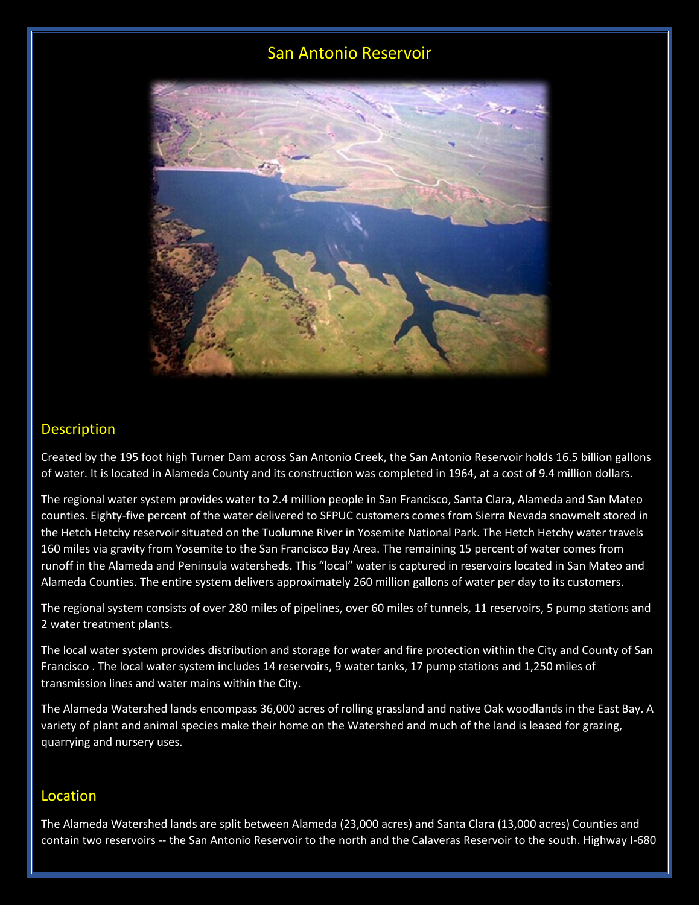# San Antonio Reservoir

## Description

Created by the 195 foot high Turner Dam across San Antonio Creek, the San Antonio Reservoir holds 16.5 billion gallons of water. It is located in Alameda County and its construction was completed in 1964, at a cost of 9.4 million dollars.

The regional water system provides water to 2.4 million people in San Francisco, Santa Clara, Alameda and San Mateo counties. Eighty-five percent of the water delivered to SFPUC customers comes from Sierra Nevada snowmelt stored in the Hetch Hetchy reservoir situated on the Tuolumne River in Yosemite National Park. The Hetch Hetchy water travels 160 miles via gravity from Yosemite to the San Francisco Bay Area. The remaining 15 percent of water comes from runoff in the Alameda and Peninsula watersheds. This "local" water is captured in reservoirs located in San Mateo and Alameda Counties. The entire system delivers approximately 260 million gallons of water per day to its customers.

The regional system consists of over 280 miles of pipelines, over 60 miles of tunnels, 11 reservoirs, 5 pump stations and 2 water treatment plants.

The local water system provides distribution and storage for water and fire protection within the City and County of San Francisco . The local water system includes 14 reservoirs, 9 water tanks, 17 pump stations and 1,250 miles of transmission lines and water mains within the City.

The Alameda Watershed lands encompass 36,000 acres of rolling grassland and native Oak woodlands in the East Bay. A variety of plant and animal species make their home on the Watershed and much of the land is leased for grazing, quarrying and nursery uses.

## Location

The Alameda Watershed lands are split between Alameda (23,000 acres) and Santa Clara (13,000 acres) Counties and contain two reservoirs -- the San Antonio Reservoir to the north and the Calaveras Reservoir to the south. Highway I-680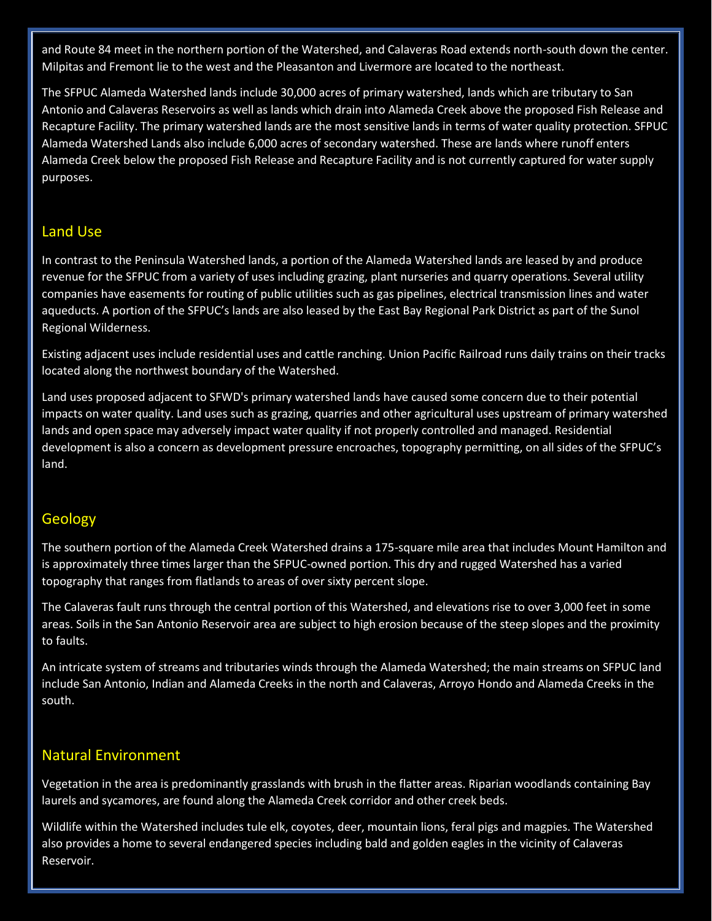and Route 84 meet in the northern portion of the Watershed, and Calaveras Road extends north-south down the center. Milpitas and Fremont lie to the west and the Pleasanton and Livermore are located to the northeast.

The SFPUC Alameda Watershed lands include 30,000 acres of primary watershed, lands which are tributary to San Antonio and Calaveras Reservoirs as well as lands which drain into Alameda Creek above the proposed Fish Release and Recapture Facility. The primary watershed lands are the most sensitive lands in terms of water quality protection. SFPUC Alameda Watershed Lands also include 6,000 acres of secondary watershed. These are lands where runoff enters Alameda Creek below the proposed Fish Release and Recapture Facility and is not currently captured for water supply purposes.

## Land Use

In contrast to the Peninsula Watershed lands, a portion of the Alameda Watershed lands are leased by and produce revenue for the SFPUC from a variety of uses including grazing, plant nurseries and quarry operations. Several utility companies have easements for routing of public utilities such as gas pipelines, electrical transmission lines and water aqueducts. A portion of the SFPUC's lands are also leased by the East Bay Regional Park District as part of the Sunol Regional Wilderness.

Existing adjacent uses include residential uses and cattle ranching. Union Pacific Railroad runs daily trains on their tracks located along the northwest boundary of the Watershed.

Land uses proposed adjacent to SFWD's primary watershed lands have caused some concern due to their potential impacts on water quality. Land uses such as grazing, quarries and other agricultural uses upstream of primary watershed lands and open space may adversely impact water quality if not properly controlled and managed. Residential development is also a concern as development pressure encroaches, topography permitting, on all sides of the SFPUC's land.

## Geology

The southern portion of the Alameda Creek Watershed drains a 175-square mile area that includes Mount Hamilton and is approximately three times larger than the SFPUC-owned portion. This dry and rugged Watershed has a varied topography that ranges from flatlands to areas of over sixty percent slope.

The Calaveras fault runs through the central portion of this Watershed, and elevations rise to over 3,000 feet in some areas. Soils in the San Antonio Reservoir area are subject to high erosion because of the steep slopes and the proximity to faults.

An intricate system of streams and tributaries winds through the Alameda Watershed; the main streams on SFPUC land include San Antonio, Indian and Alameda Creeks in the north and Calaveras, Arroyo Hondo and Alameda Creeks in the south.

## Natural Environment

Vegetation in the area is predominantly grasslands with brush in the flatter areas. Riparian woodlands containing Bay laurels and sycamores, are found along the Alameda Creek corridor and other creek beds.

Wildlife within the Watershed includes tule elk, coyotes, deer, mountain lions, feral pigs and magpies. The Watershed also provides a home to several endangered species including bald and golden eagles in the vicinity of Calaveras Reservoir.